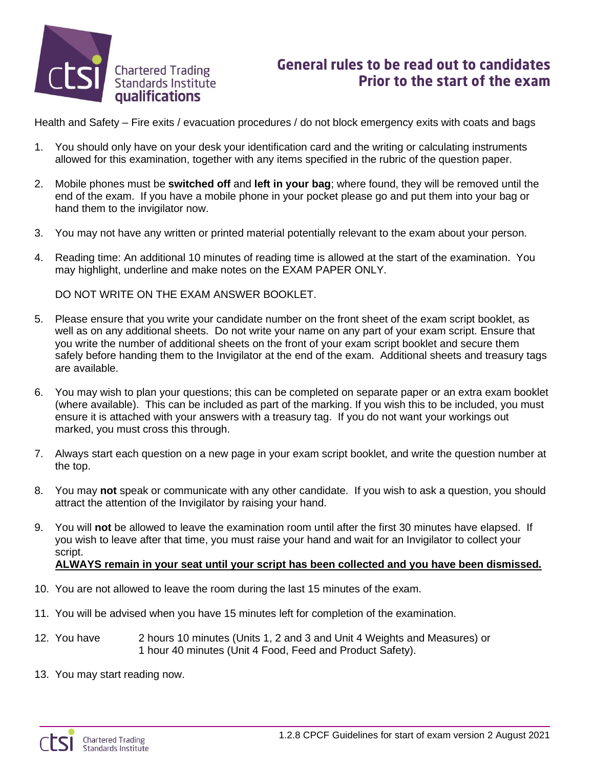Chartered Trading Standards Institute **qualifications**

# General rules to be read out to candidates Prior to the start of the exam

Health and Safety – Fire exits / evacuation procedures / do not block emergency exits with coats and bags

1. You should only have on your desk your identification card and the writing or calculating instruments allowed for this examination, together with any items specified in the rubric of the question paper.

2. Mobile phones must be **switched off** and **left in your bag**; where found, they will be removed until the end of the exam. If you have a mobile phone in your pocket please go and put them into your bag or hand them to the invigilator now.

3. You may not have any written or printed material potentially relevant to the exam about your person.

4. Reading time: An additional 10 minutes of reading time is allowed at the start of the examination. You may highlight, underline and make notes on the EXAM PAPER ONLY.

   DO NOT WRITE ON THE EXAM ANSWER BOOKLET.

5. Please ensure that you write your candidate number on the front sheet of the exam script booklet, as well as on any additional sheets. Do not write your name on any part of your exam script. Ensure that you write the number of additional sheets on the front of your exam script booklet and secure them safely before handing them to the Invigilator at the end of the exam. Additional sheets and treasury tags are available.

6. You may wish to plan your questions; this can be completed on separate paper or an extra exam booklet (where available). This can be included as part of the marking. If you wish this to be included, you must ensure it is attached with your answers with a treasury tag. If you do not want your workings out marked, you must cross this through.

7. Always start each question on a new page in your exam script booklet, and write the question number at the top.

8. You may **not** speak or communicate with any other candidate. If you wish to ask a question, you should attract the attention of the Invigilator by raising your hand.

9. You will **not** be allowed to leave the examination room until after the first 30 minutes have elapsed. If you wish to leave after that time, you must raise your hand and wait for an Invigilator to collect your script.
   **ALWAYS remain in your seat until your script has been collected and you have been dismissed.**

10. You are not allowed to leave the room during the last 15 minutes of the exam.

11. You will be advised when you have 15 minutes left for completion of the examination.

12. You have 2 hours 10 minutes (Units 1, 2 and 3 and Unit 4 Weights and Measures) or 1 hour 40 minutes (Unit 4 Food, Feed and Product Safety).

13. You may start reading now.

1.2.8 CPCF Guidelines for start of exam version 2 August 2021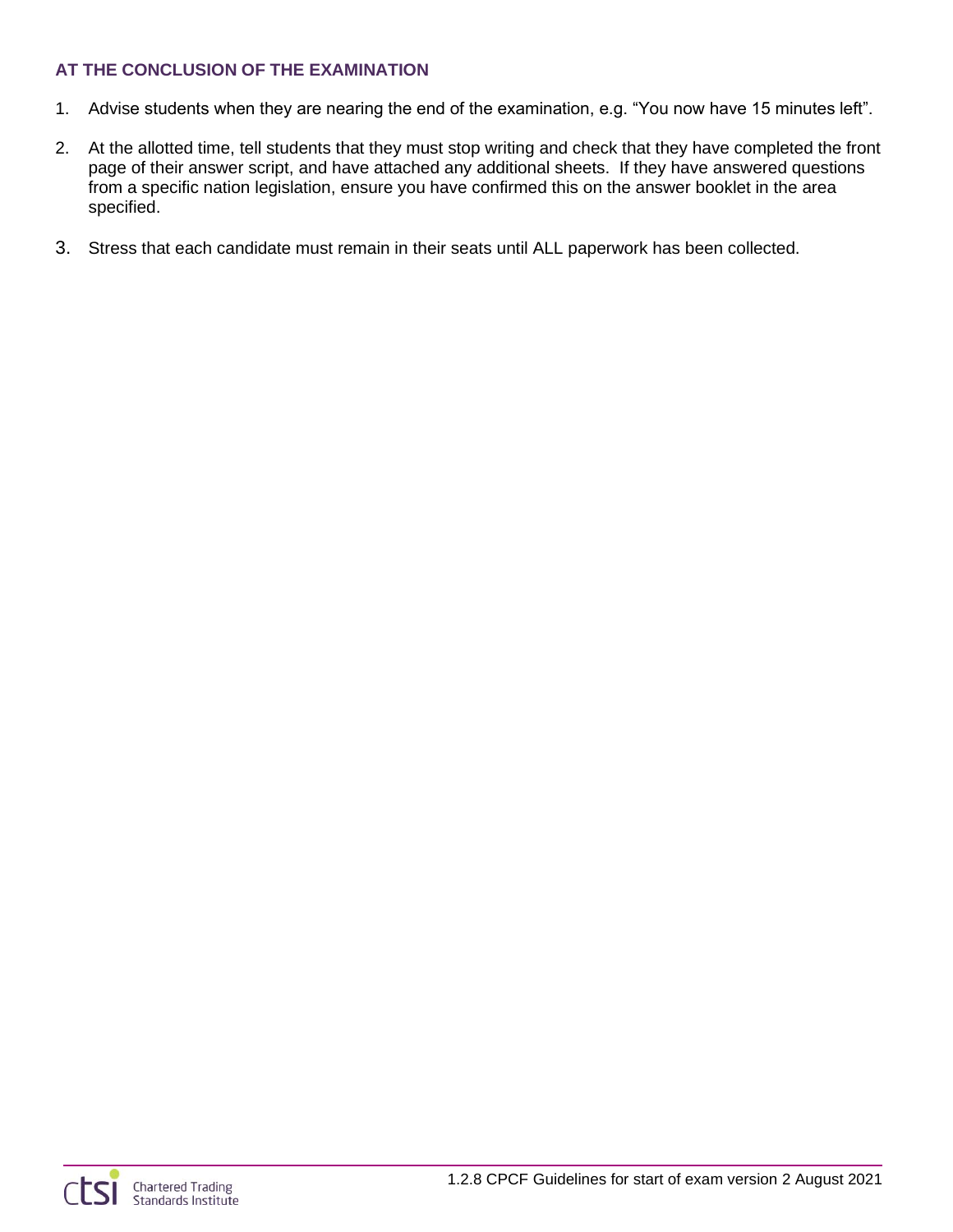## AT THE CONCLUSION OF THE EXAMINATION

1. Advise students when they are nearing the end of the examination, e.g. "You now have 15 minutes left".
2. At the allotted time, tell students that they must stop writing and check that they have completed the front page of their answer script, and have attached any additional sheets. If they have answered questions from a specific nation legislation, ensure you have confirmed this on the answer booklet in the area specified.
3. Stress that each candidate must remain in their seats until ALL paperwork has been collected.